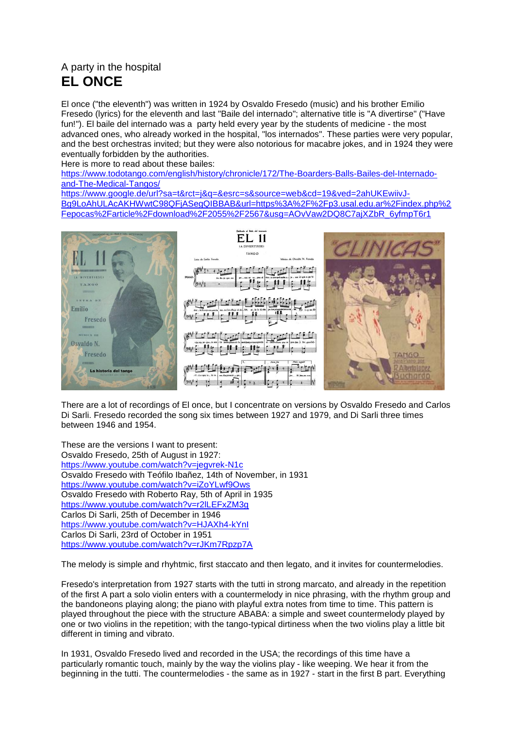A party in the hospital

# EL ONCE

El once ("the eleventh") was written in 1924 by Osvaldo Fresedo (music) and his brother Emilio Fresedo (lyrics) for the eleventh and last "Baile del internado"; alternative title is "A divertirse" ("Have fun!"). El baile del internado was a party held every year by the students of medicine - the most advanced ones, who already worked in the hospital, "los internados". These parties were very popular, and the best orchestras invited; but they were also notorious for macabre jokes, and in 1924 they were eventually forbidden by the authorities.

Here is more to read about these bailes:

https://www.todotango.com/english/history/chronicle/172/The-Boarders-Balls-Bailes-del-Internado-and-The-Medical-Tangos/

https://www.google.de/url?sa=t&rct=j&q=&esrc=s&source=web&cd=19&ved=2ahUKEwiivJ-Bg9LoAhULAcAKHWwtC98QFjASegQIBBAB&url=https%3A%2F%2Fp3.usal.edu.ar%2Findex.php%2Fepocas%2Farticle%2Fdownload%2F2055%2F2567&usg=AOvVaw2DQ8C7ajXZbR_6yfmpT6r1

There are a lot of recordings of El once, but I concentrate on versions by Osvaldo Fresedo and Carlos Di Sarli. Fresedo recorded the song six times between 1927 and 1979, and Di Sarli three times between 1946 and 1954.

These are the versions I want to present:

Osvaldo Fresedo, 25th of August in 1927:
https://www.youtube.com/watch?v=jegvrek-N1c

Osvaldo Fresedo with Teófilo Ibañez, 14th of November, in 1931
https://www.youtube.com/watch?v=iZoYLwf9Ows

Osvaldo Fresedo with Roberto Ray, 5th of April in 1935
https://www.youtube.com/watch?v=r2lLEFxZM3g

Carlos Di Sarli, 25th of December in 1946
https://www.youtube.com/watch?v=HJAXh4-kYnI

Carlos Di Sarli, 23rd of October in 1951
https://www.youtube.com/watch?v=rJKm7Rpzp7A

The melody is simple and rhyhtmic, first staccato and then legato, and it invites for countermelodies.

Fresedo's interpretation from 1927 starts with the tutti in strong marcato, and already in the repetition of the first A part a solo violin enters with a countermelody in nice phrasing, with the rhythm group and the bandoneons playing along; the piano with playful extra notes from time to time. This pattern is played throughout the piece with the structure ABABA: a simple and sweet countermelody played by one or two violins in the repetition; with the tango-typical dirtiness when the two violins play a little bit different in timing and vibrato.

In 1931, Osvaldo Fresedo lived and recorded in the USA; the recordings of this time have a particularly romantic touch, mainly by the way the violins play - like weeping. We hear it from the beginning in the tutti. The countermelodies - the same as in 1927 - start in the first B part. Everything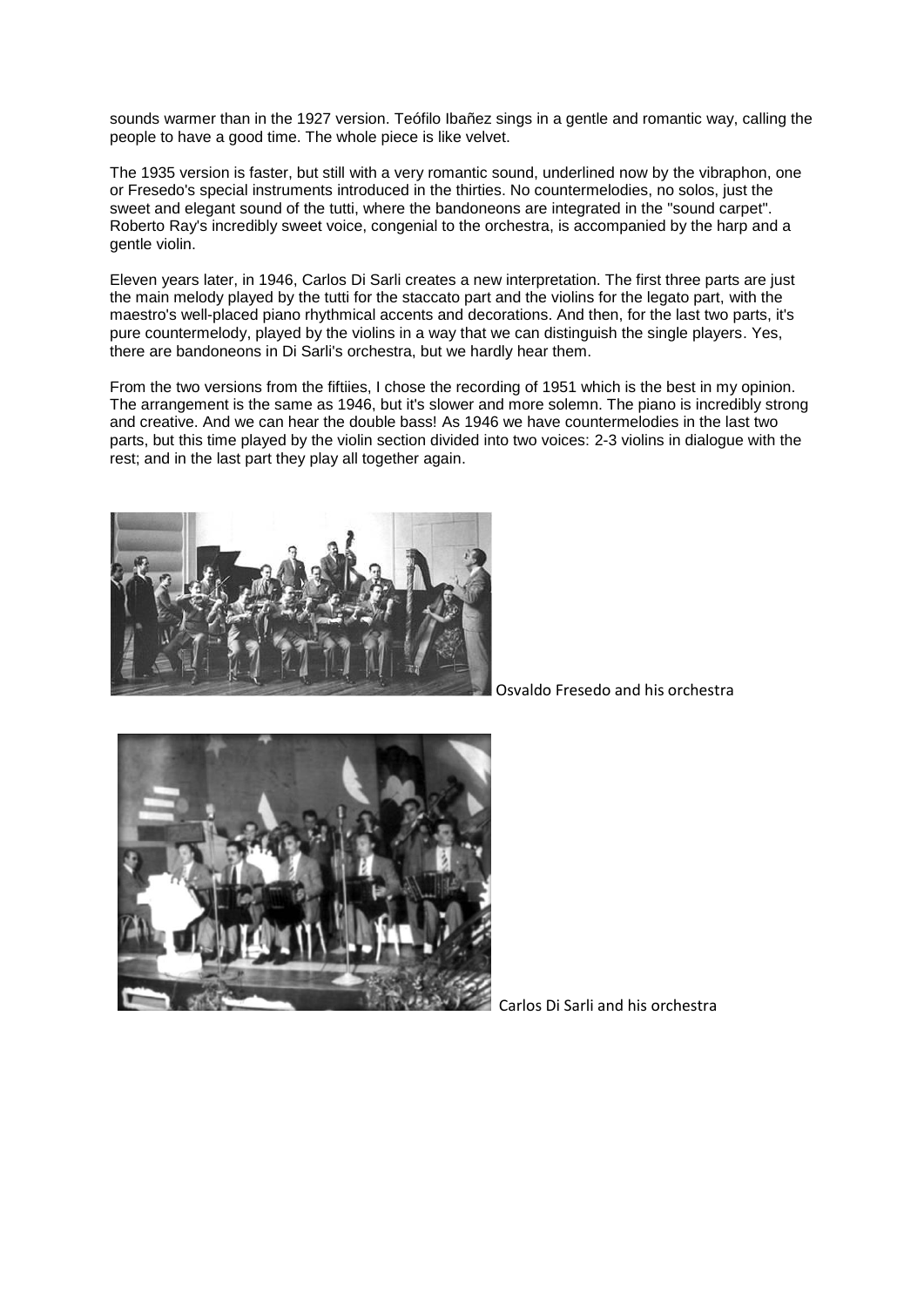sounds warmer than in the 1927 version. Teófilo Ibañez sings in a gentle and romantic way, calling the people to have a good time. The whole piece is like velvet.

The 1935 version is faster, but still with a very romantic sound, underlined now by the vibraphon, one or Fresedo's special instruments introduced in the thirties. No countermelodies, no solos, just the sweet and elegant sound of the tutti, where the bandoneons are integrated in the "sound carpet". Roberto Ray's incredibly sweet voice, congenial to the orchestra, is accompanied by the harp and a gentle violin.

Eleven years later, in 1946, Carlos Di Sarli creates a new interpretation. The first three parts are just the main melody played by the tutti for the staccato part and the violins for the legato part, with the maestro's well-placed piano rhythmical accents and decorations. And then, for the last two parts, it's pure countermelody, played by the violins in a way that we can distinguish the single players. Yes, there are bandoneons in Di Sarli's orchestra, but we hardly hear them.

From the two versions from the fiftiies, I chose the recording of 1951 which is the best in my opinion. The arrangement is the same as 1946, but it's slower and more solemn. The piano is incredibly strong and creative. And we can hear the double bass! As 1946 we have countermelodies in the last two parts, but this time played by the violin section divided into two voices: 2-3 violins in dialogue with the rest; and in the last part they play all together again.

Osvaldo Fresedo and his orchestra

Carlos Di Sarli and his orchestra